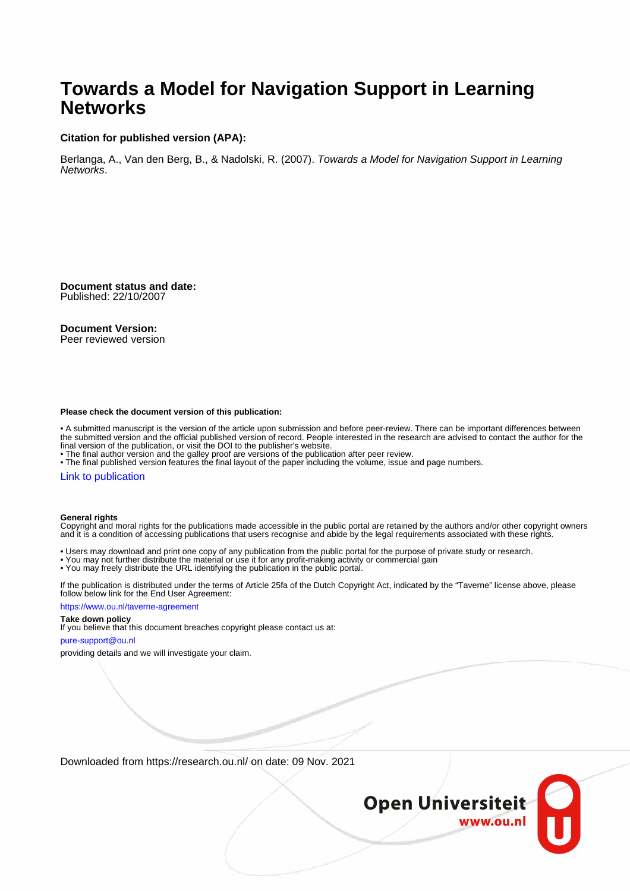# Towards a Model for Navigation Support in Learning Networks

**Citation for published version (APA):**

Berlanga, A., Van den Berg, B., & Nadolski, R. (2007). *Towards a Model for Navigation Support in Learning Networks*.

**Document status and date:**
Published: 22/10/2007

**Document Version:**
Peer reviewed version

**Please check the document version of this publication:**

• A submitted manuscript is the version of the article upon submission and before peer-review. There can be important differences between the submitted version and the official published version of record. People interested in the research are advised to contact the author for the final version of the publication, or visit the DOI to the publisher's website.
• The final author version and the galley proof are versions of the publication after peer review.
• The final published version features the final layout of the paper including the volume, issue and page numbers.

Link to publication

**General rights**
Copyright and moral rights for the publications made accessible in the public portal are retained by the authors and/or other copyright owners and it is a condition of accessing publications that users recognise and abide by the legal requirements associated with these rights.

• Users may download and print one copy of any publication from the public portal for the purpose of private study or research.
• You may not further distribute the material or use it for any profit-making activity or commercial gain
• You may freely distribute the URL identifying the publication in the public portal.

If the publication is distributed under the terms of Article 25fa of the Dutch Copyright Act, indicated by the "Taverne" license above, please follow below link for the End User Agreement:

https://www.ou.nl/taverne-agreement

**Take down policy**
If you believe that this document breaches copyright please contact us at:

pure-support@ou.nl

providing details and we will investigate your claim.

Downloaded from https://research.ou.nl/ on date: 09 Nov. 2021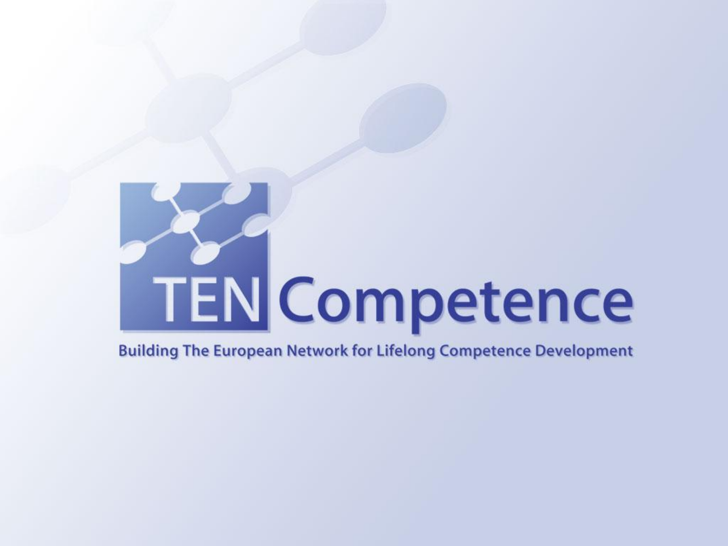# TENCompetence

Building The European Network for Lifelong Competence Development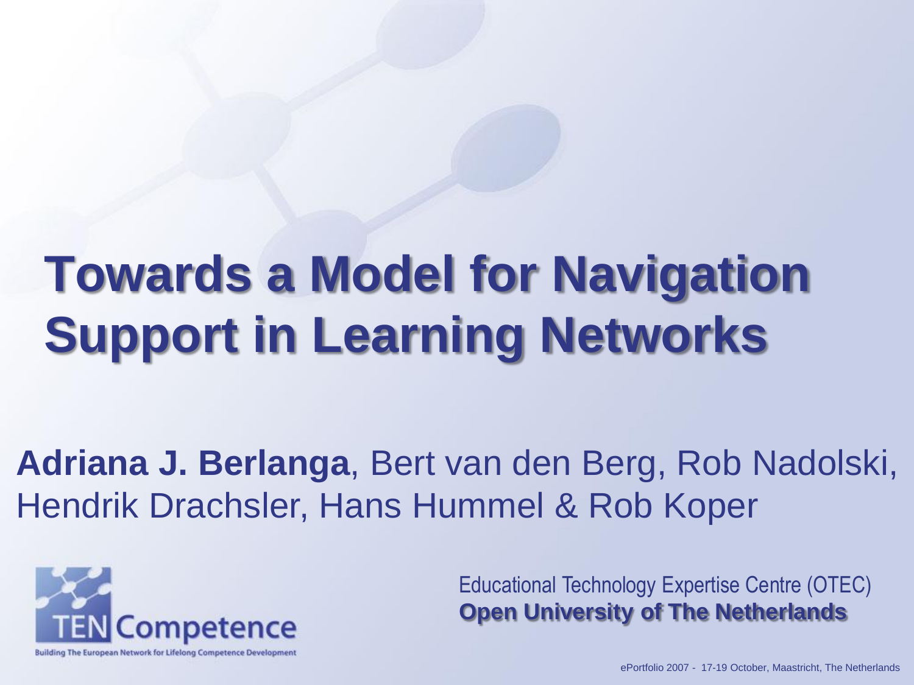# Towards a Model for Navigation Support in Learning Networks

**Adriana J. Berlanga**, Bert van den Berg, Rob Nadolski, Hendrik Drachsler, Hans Hummel & Rob Koper

TEN Competence

Building The European Network for Lifelong Competence Development

Educational Technology Expertise Centre (OTEC)
**Open University of The Netherlands**

ePortfolio 2007 - 17-19 October, Maastricht, The Netherlands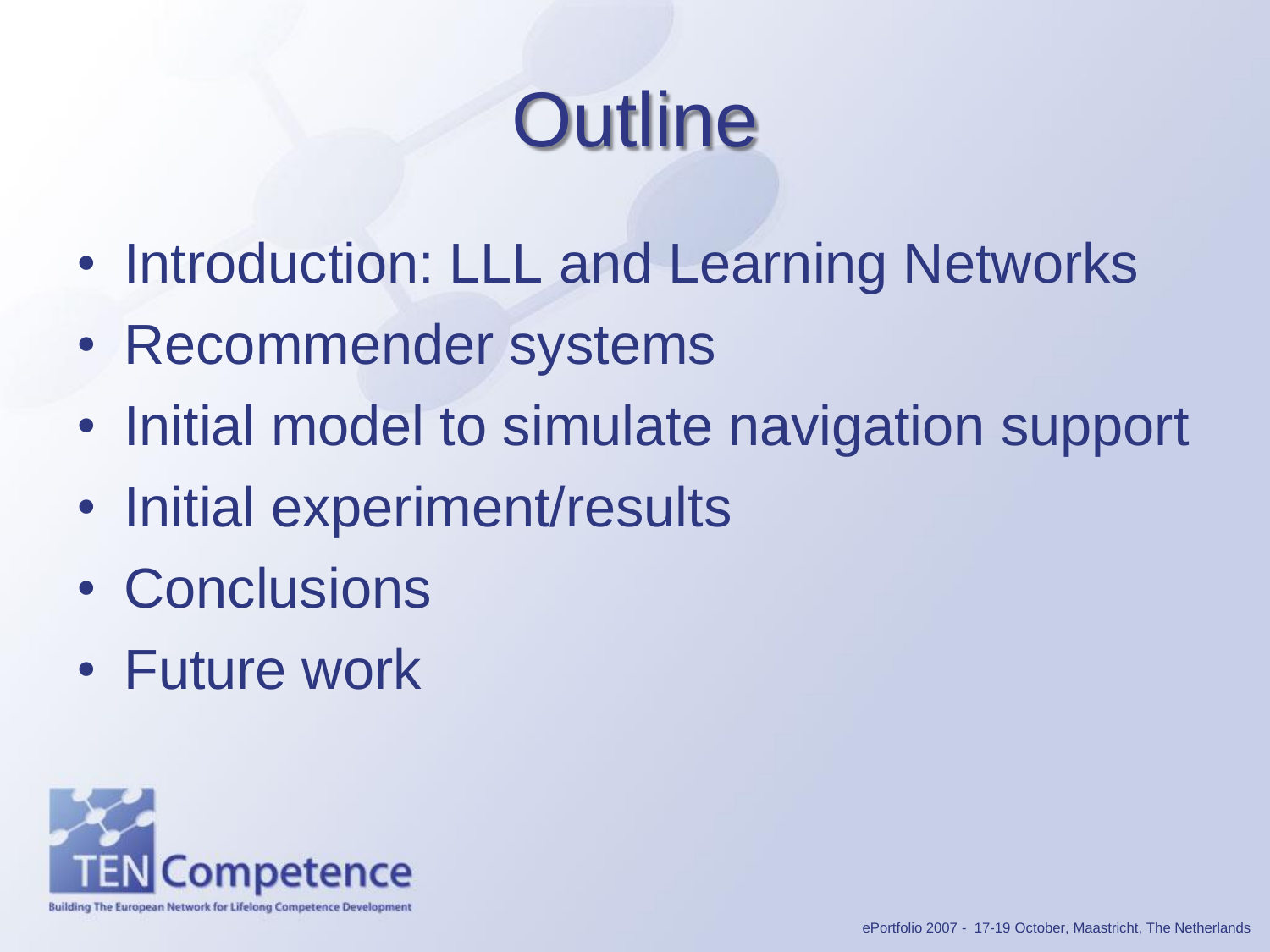# Outline

- Introduction: LLL and Learning Networks
- Recommender systems
- Initial model to simulate navigation support
- Initial experiment/results
- Conclusions
- Future work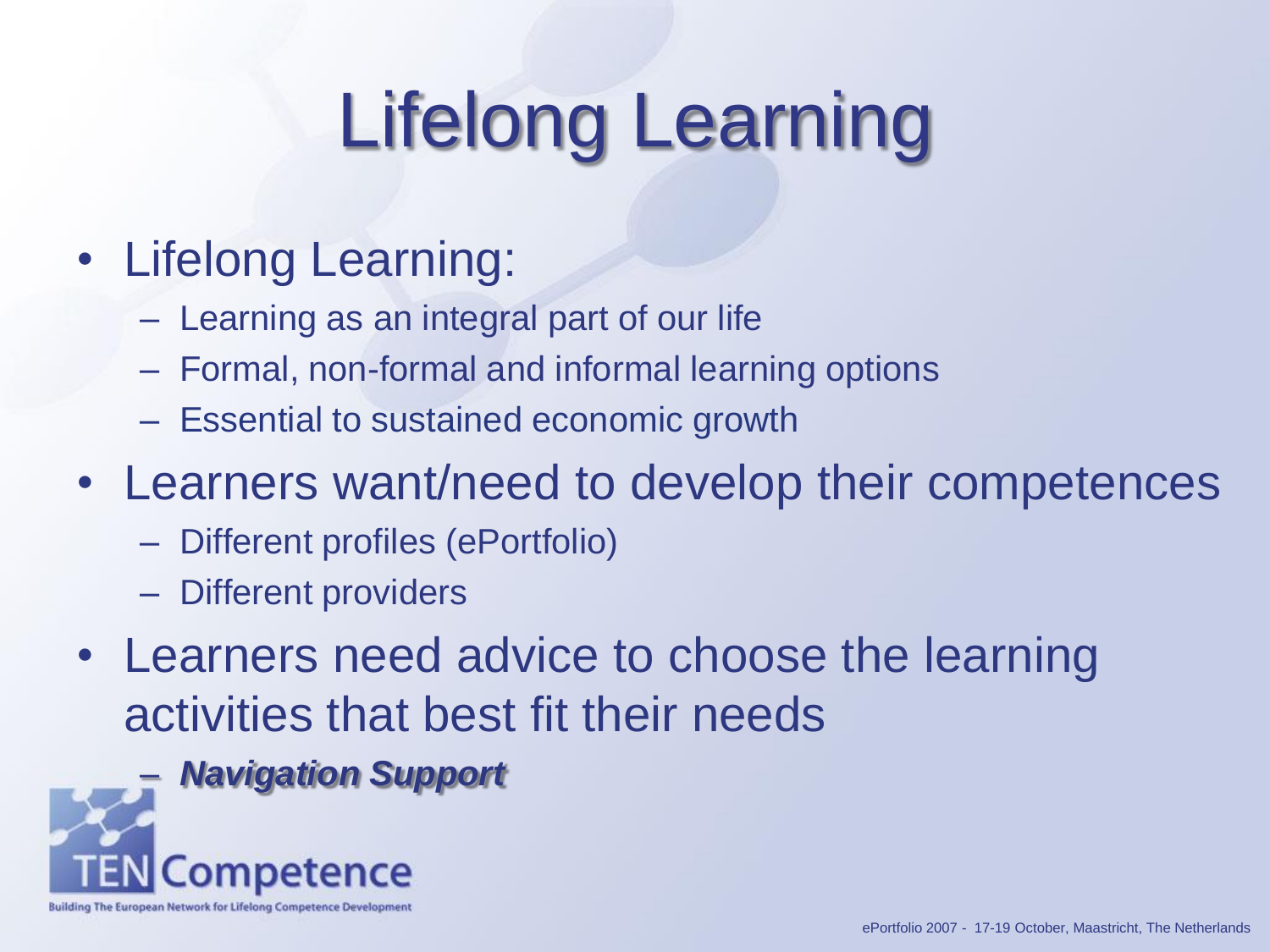# Lifelong Learning

- Lifelong Learning:
  - Learning as an integral part of our life
  - Formal, non-formal and informal learning options
  - Essential to sustained economic growth
- Learners want/need to develop their competences
  - Different profiles (ePortfolio)
  - Different providers
- Learners need advice to choose the learning activities that best fit their needs
  - ***Navigation Support***

TENCompetence

Building The European Network for Lifelong Competence Development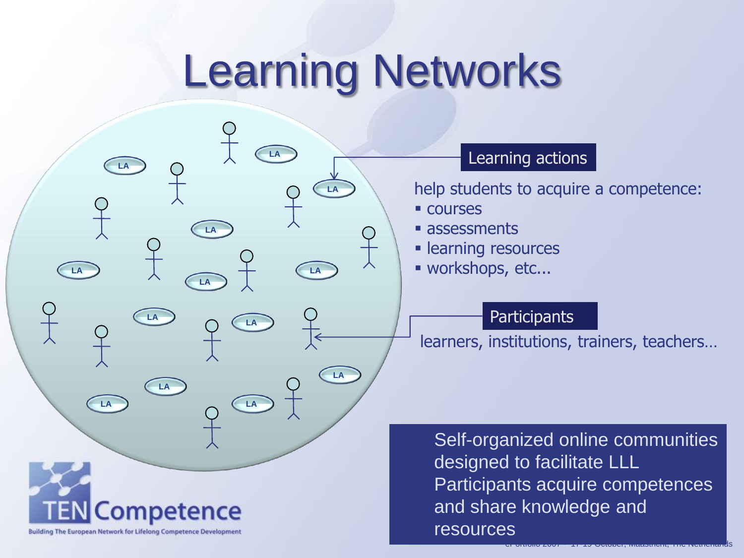# Learning Networks

**Learning actions**

help students to acquire a competence:

- courses
- assessments
- learning resources
- workshops, etc...

**Participants**

learners, institutions, trainers, teachers…

Self-organized online communities designed to facilitate LLL
Participants acquire competences and share knowledge and resources

TENCompetence

Building The European Network for Lifelong Competence Development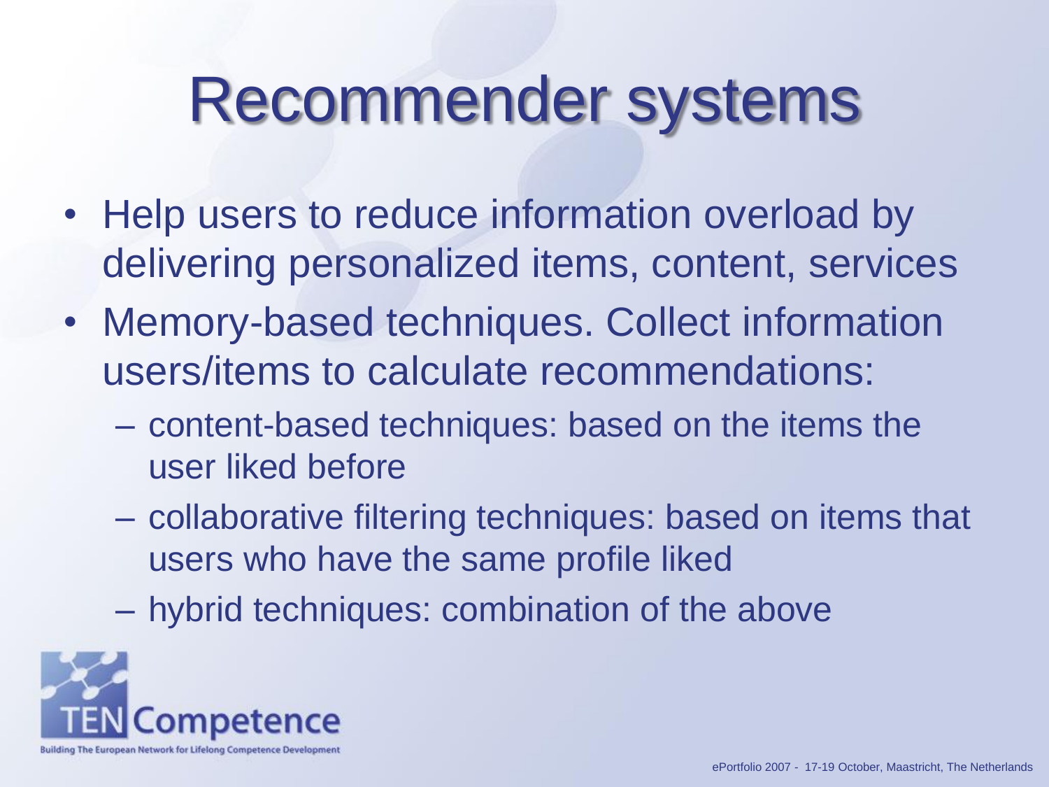# Recommender systems

- Help users to reduce information overload by delivering personalized items, content, services
- Memory-based techniques. Collect information users/items to calculate recommendations:
  - content-based techniques: based on the items the user liked before
  - collaborative filtering techniques: based on items that users who have the same profile liked
  - hybrid techniques: combination of the above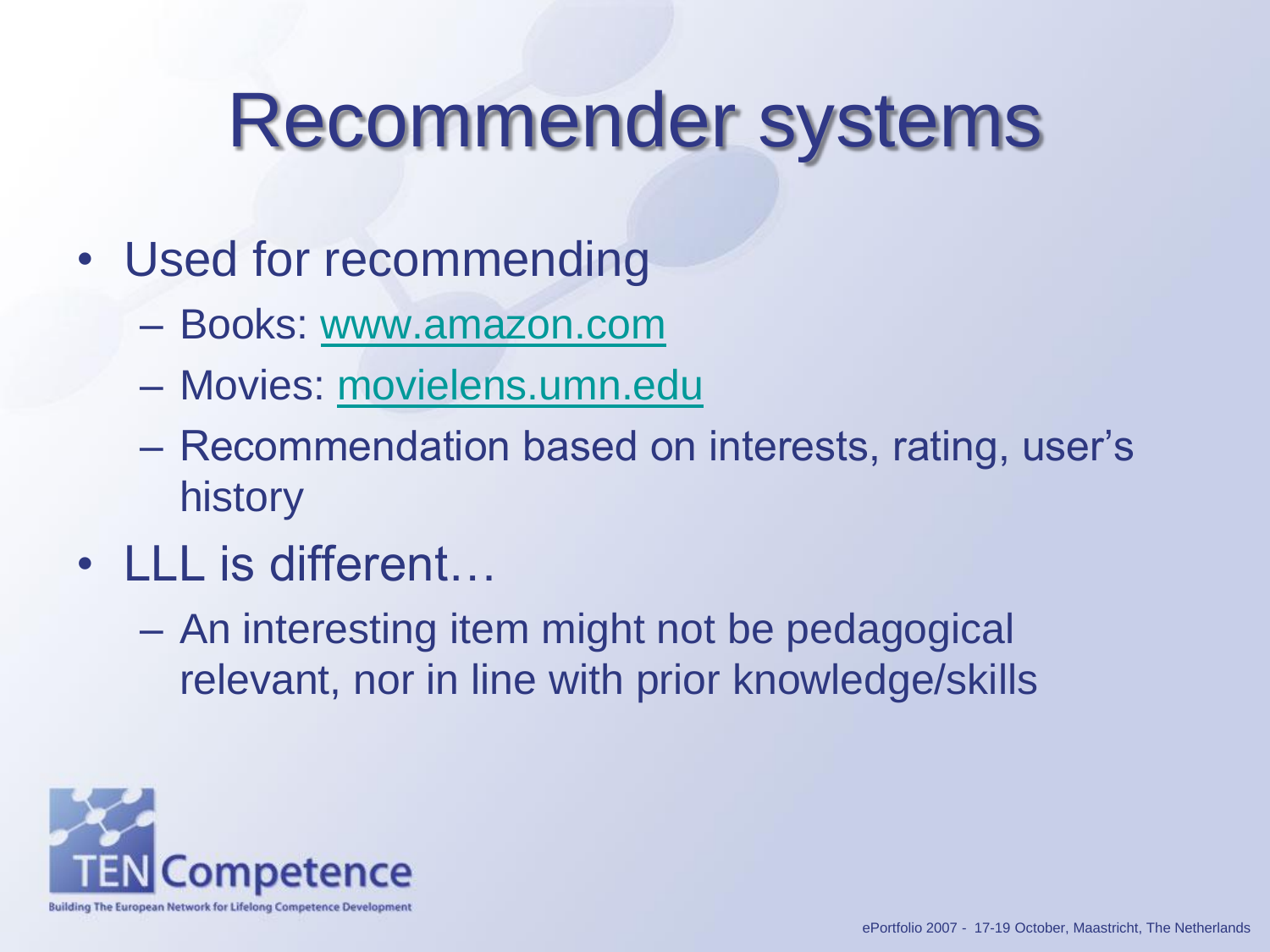# Recommender systems

- Used for recommending
  - Books: www.amazon.com
  - Movies: movielens.umn.edu
  - Recommendation based on interests, rating, user's history
- LLL is different…
  - An interesting item might not be pedagogical relevant, nor in line with prior knowledge/skills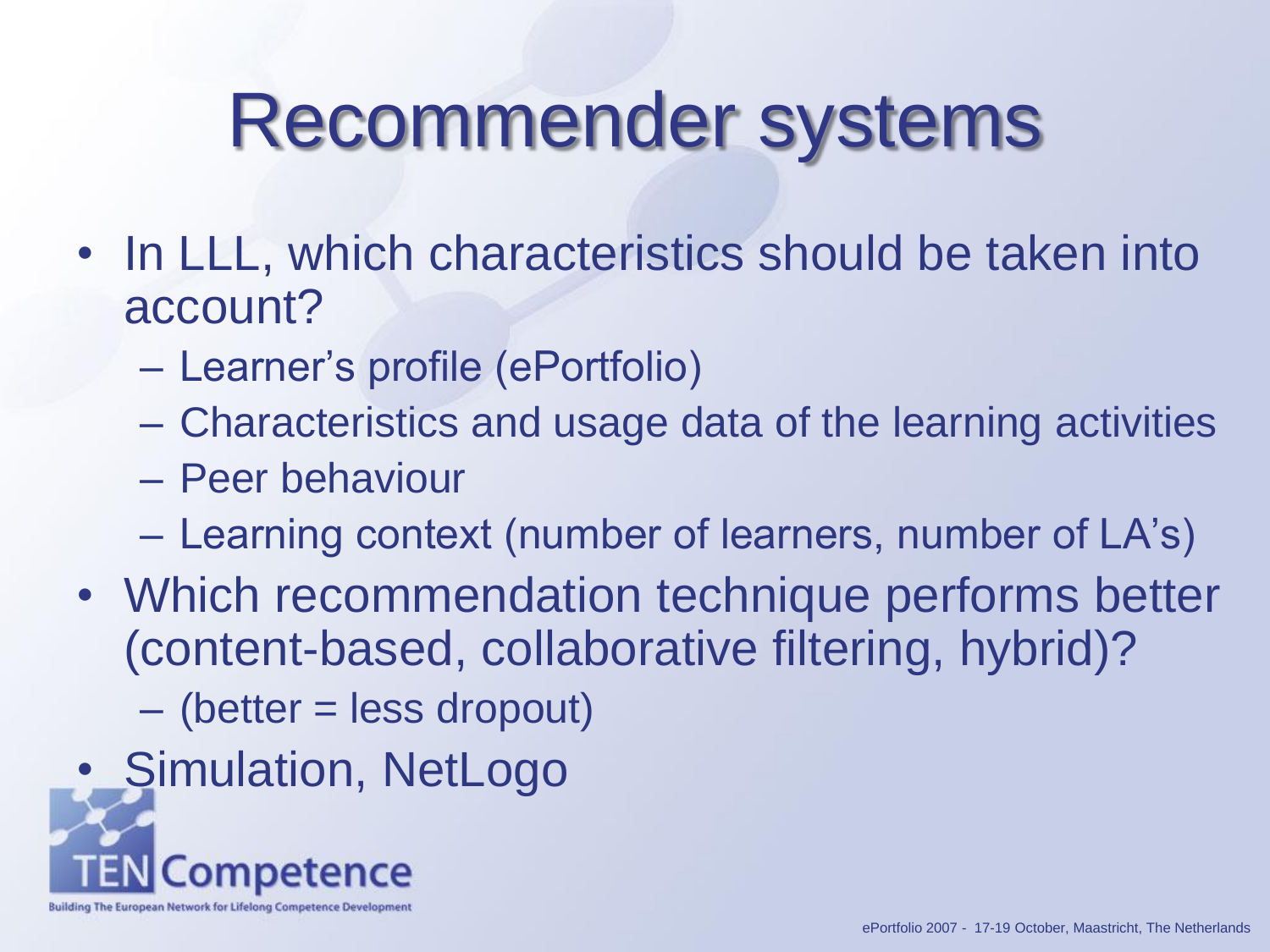# Recommender systems

- In LLL, which characteristics should be taken into account?
  - Learner's profile (ePortfolio)
  - Characteristics and usage data of the learning activities
  - Peer behaviour
  - Learning context (number of learners, number of LA's)
- Which recommendation technique performs better (content-based, collaborative filtering, hybrid)?
  - (better = less dropout)
- Simulation, NetLogo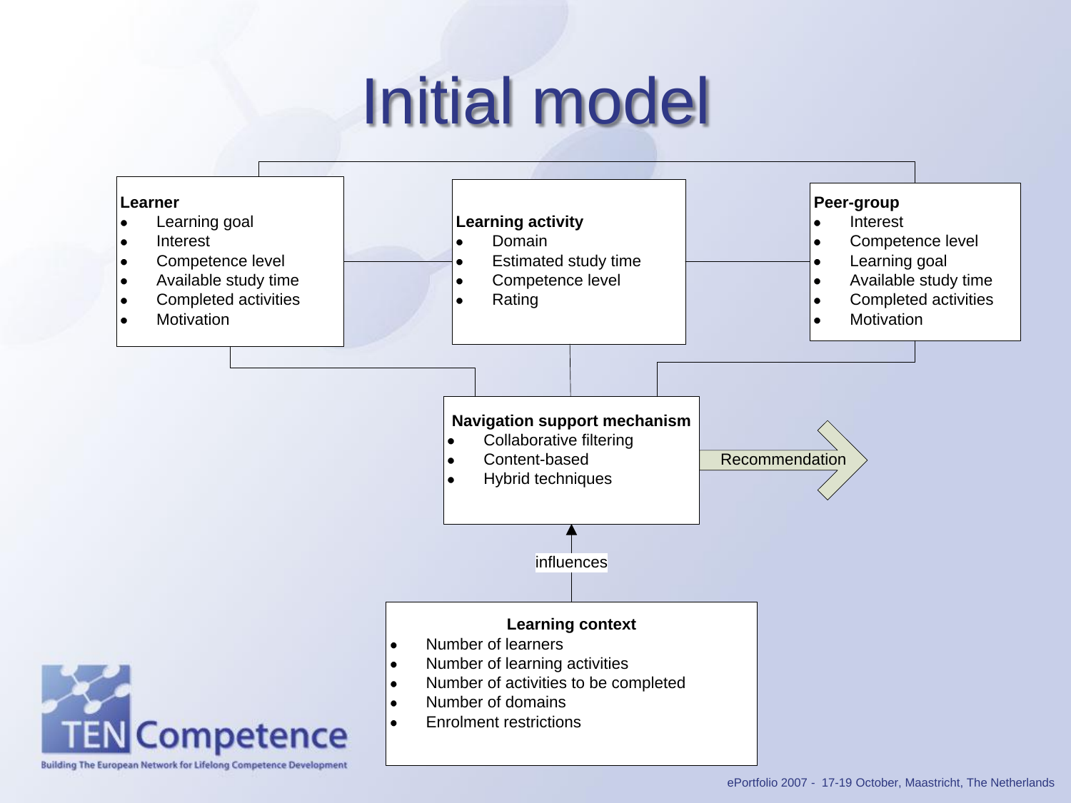# Initial model

**Learner**
- Learning goal
- Interest
- Competence level
- Available study time
- Completed activities
- Motivation

**Learning activity**
- Domain
- Estimated study time
- Competence level
- Rating

**Peer-group**
- Interest
- Competence level
- Learning goal
- Available study time
- Completed activities
- Motivation

**Navigation support mechanism**
- Collaborative filtering
- Content-based
- Hybrid techniques

Recommendation

influences

**Learning context**
- Number of learners
- Number of learning activities
- Number of activities to be completed
- Number of domains
- Enrolment restrictions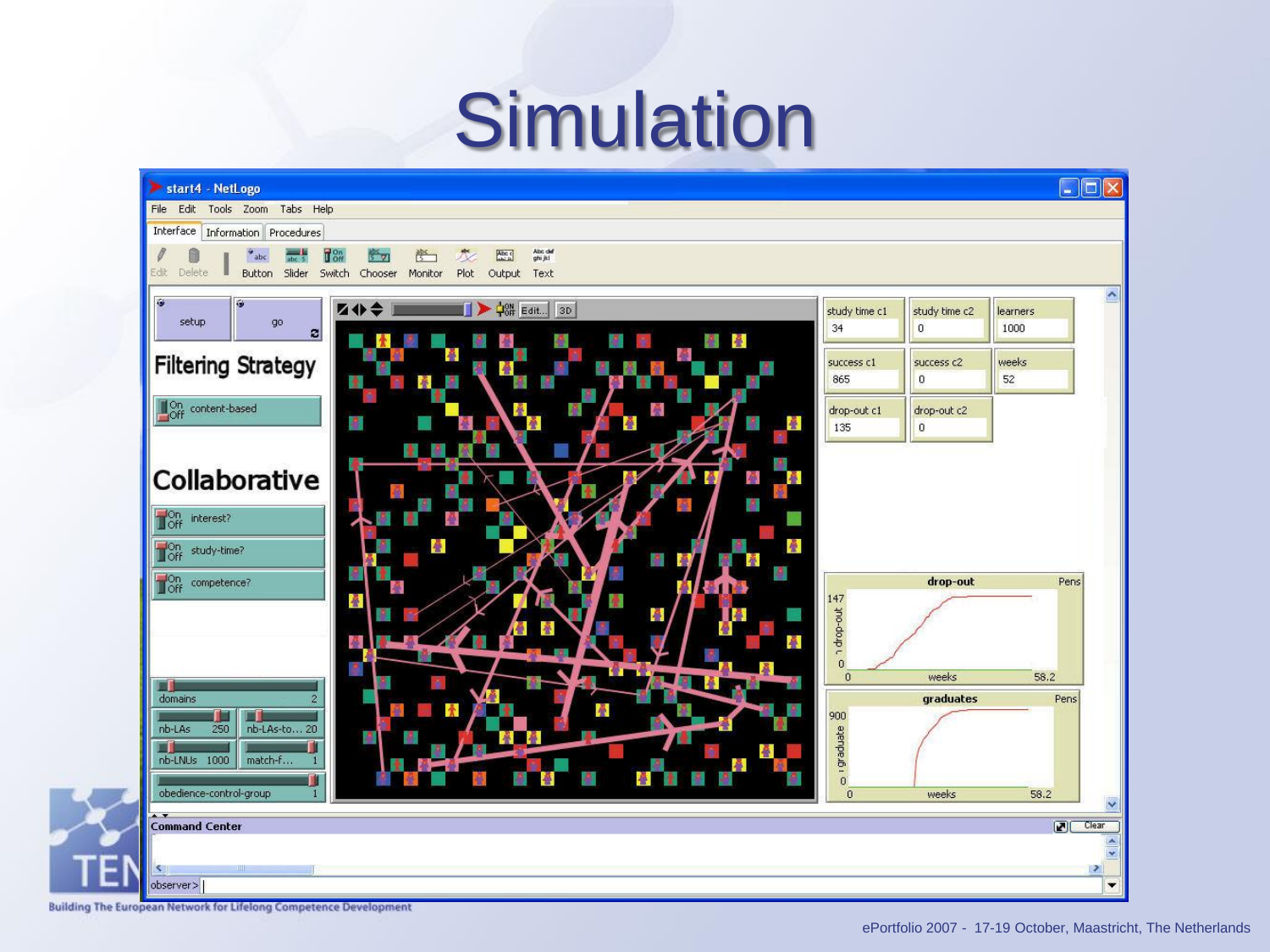# Simulation

start4 - NetLogo

File Edit Tools Zoom Tabs Help

Interface | Information | Procedures

setup | go

**Filtering Strategy**

content-based

**Collaborative**

interest?

study-time?

competence?

domains 2

nb-LAs 250 | nb-LAs-to... 20

nb-LNUs 1000 | match-f... 1

obedience-control-group 1

| study time c1 | study time c2 | learners |
| --- | --- | --- |
| 34 | 0 | 1000 |
| **success c1** | **success c2** | **weeks** |
| 865 | 0 | 52 |
| **drop-out c1** | **drop-out c2** | |
| 135 | 0 | |

drop-out (147, 0, weeks, 58.2)

graduates (900, 0, weeks, 58.2)

Command Center

observer>

Building The European Network for Lifelong Competence Development

ePortfolio 2007 - 17-19 October, Maastricht, The Netherlands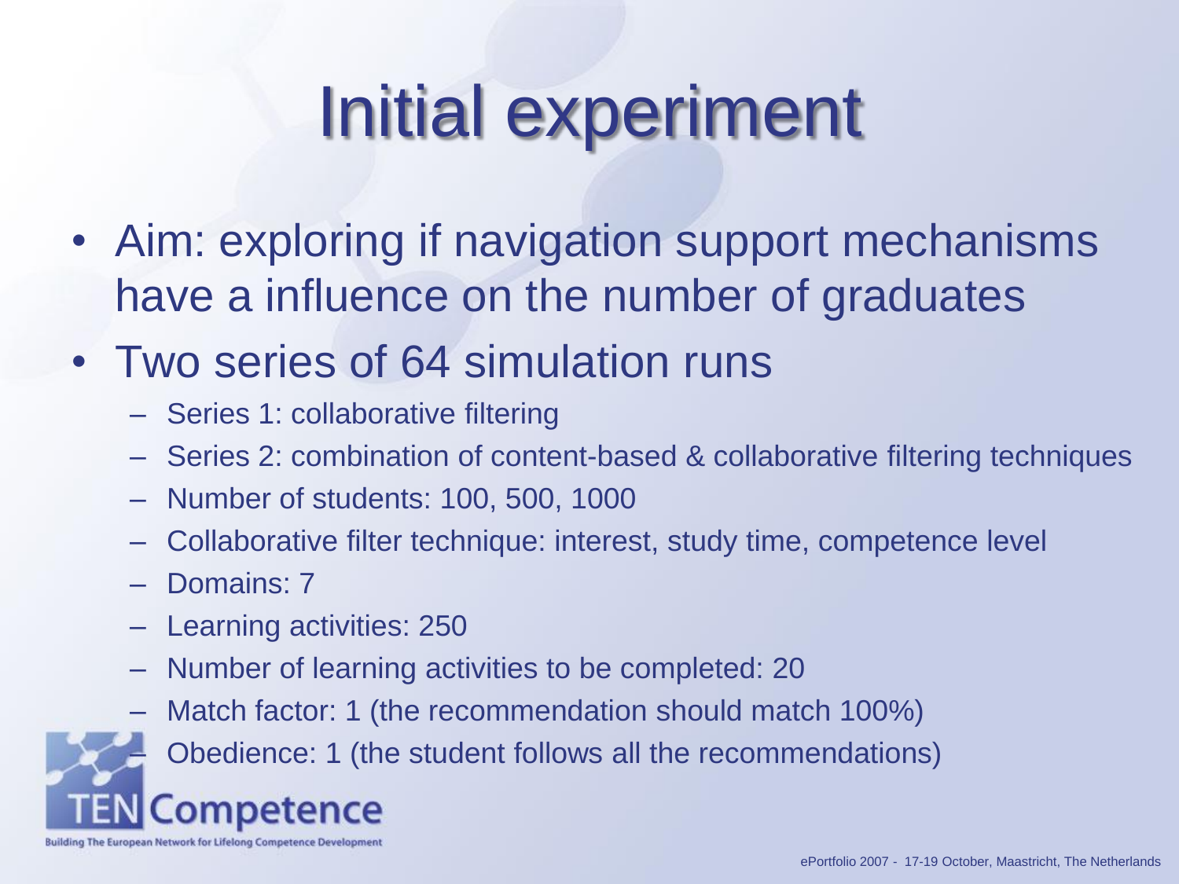# Initial experiment

- Aim: exploring if navigation support mechanisms have a influence on the number of graduates
- Two series of 64 simulation runs
  - Series 1: collaborative filtering
  - Series 2: combination of content-based & collaborative filtering techniques
  - Number of students: 100, 500, 1000
  - Collaborative filter technique: interest, study time, competence level
  - Domains: 7
  - Learning activities: 250
  - Number of learning activities to be completed: 20
  - Match factor: 1 (the recommendation should match 100%)
  - Obedience: 1 (the student follows all the recommendations)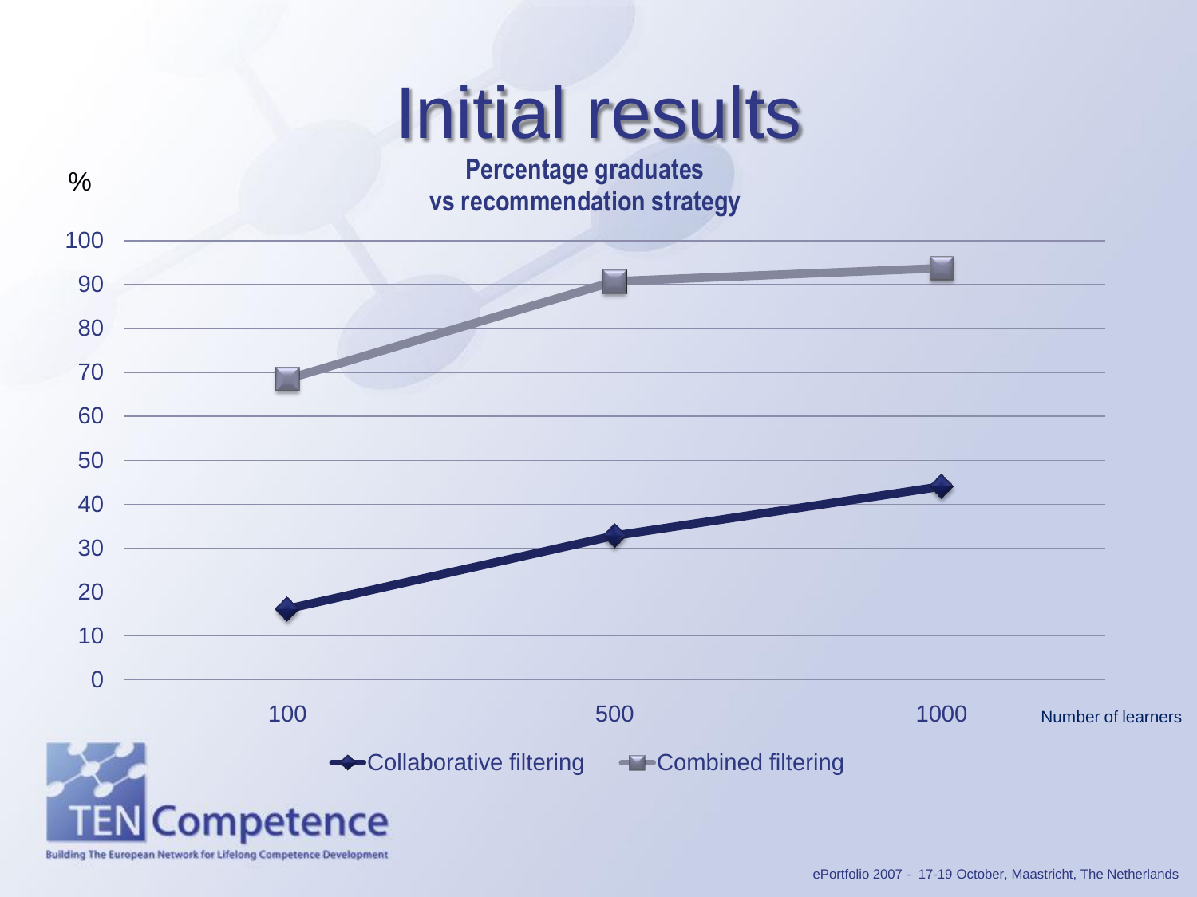# Initial results

**Percentage graduates vs recommendation strategy**

| Number of learners | Collaborative filtering (%) | Combined filtering (%) |
|---|---|---|
| 100 | 16 | 68 |
| 500 | 33 | 91 |
| 1000 | 44 | 94 |

TEN Competence

Building The European Network for Lifelong Competence Development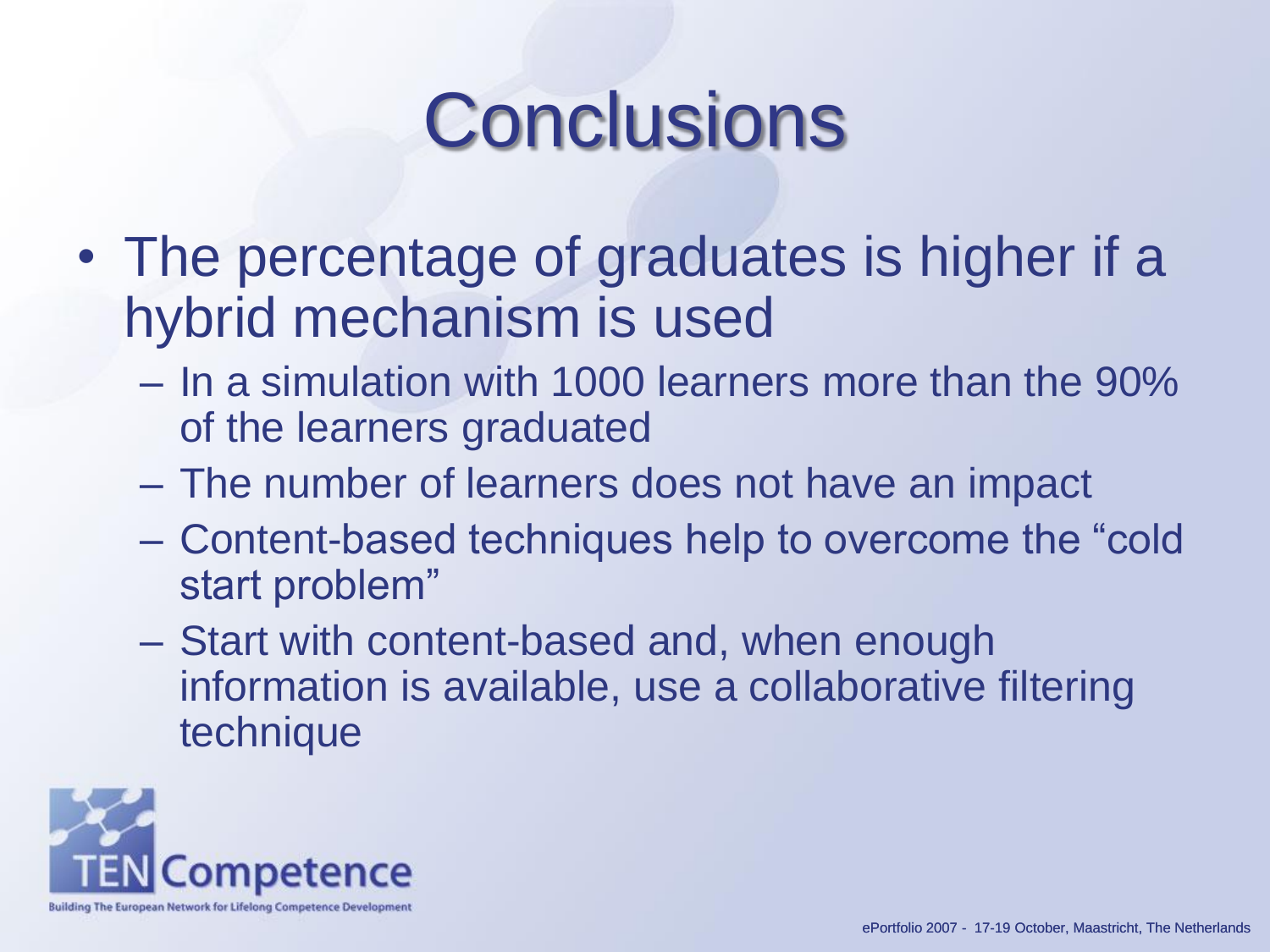# Conclusions

- The percentage of graduates is higher if a hybrid mechanism is used
  - In a simulation with 1000 learners more than the 90% of the learners graduated
  - The number of learners does not have an impact
  - Content-based techniques help to overcome the "cold start problem"
  - Start with content-based and, when enough information is available, use a collaborative filtering technique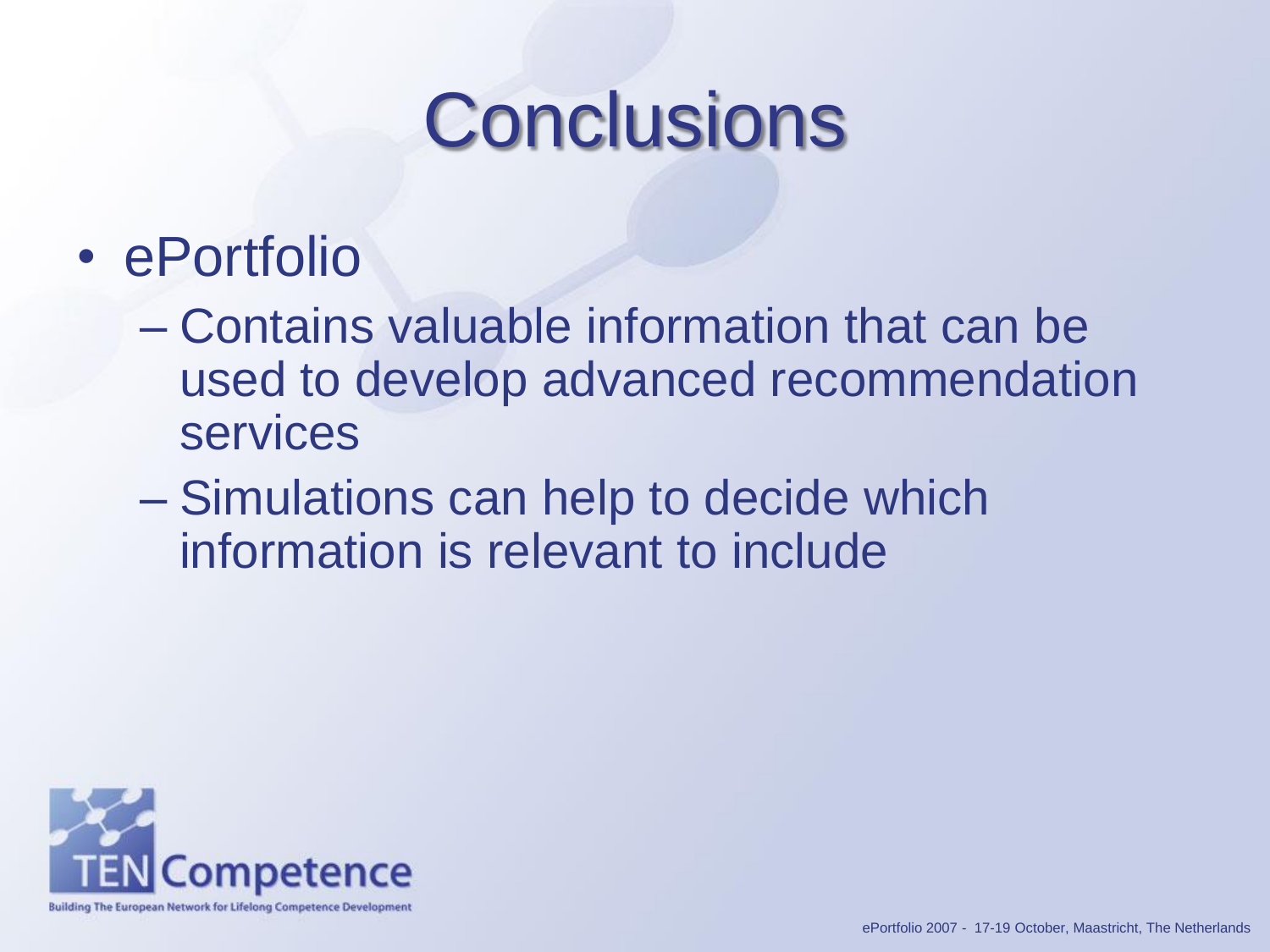# Conclusions

- ePortfolio
  - Contains valuable information that can be used to develop advanced recommendation services
  - Simulations can help to decide which information is relevant to include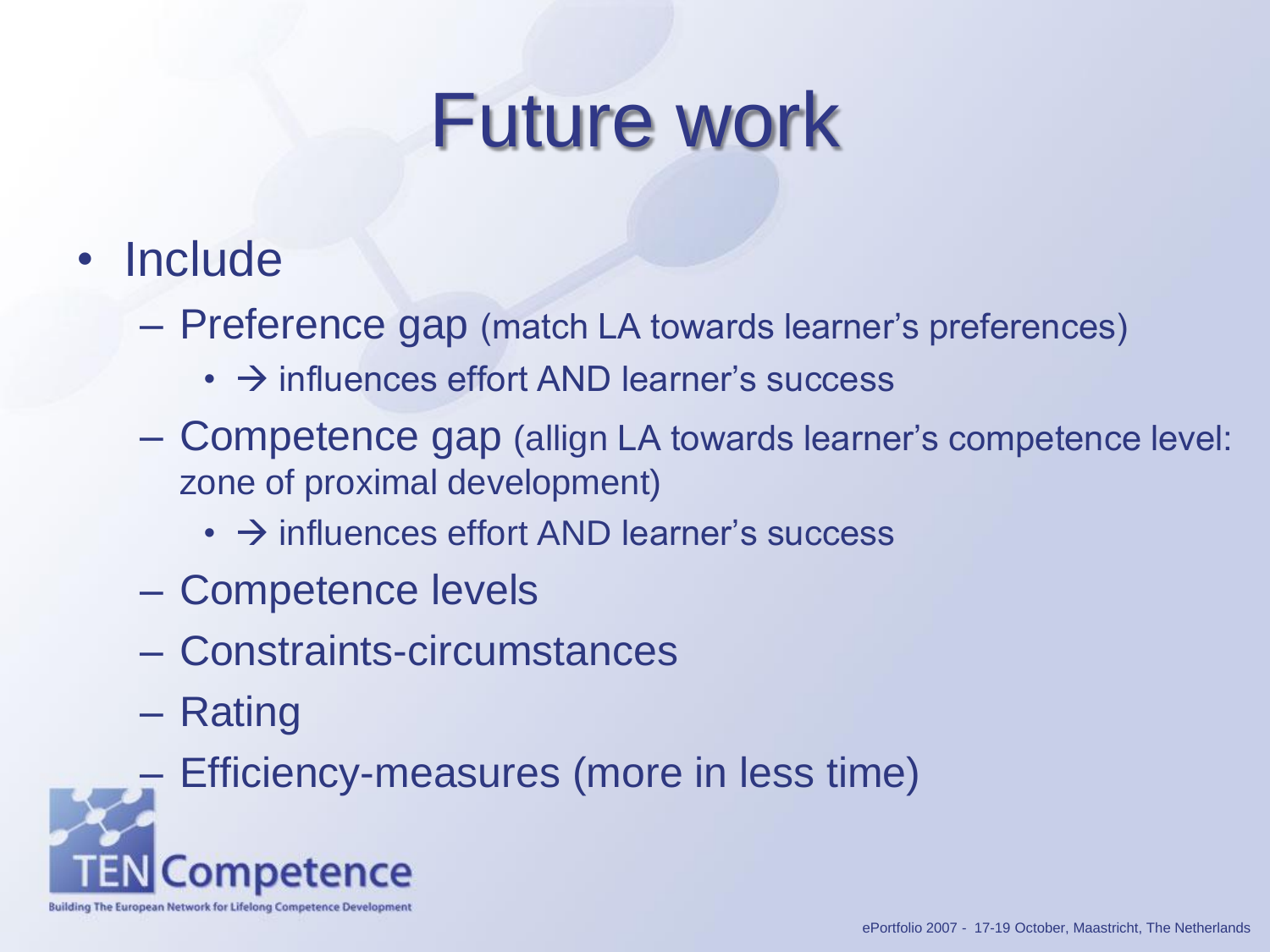# Future work

- Include
  - Preference gap (match LA towards learner's preferences)
    - → influences effort AND learner's success
  - Competence gap (allign LA towards learner's competence level: zone of proximal development)
    - → influences effort AND learner's success
  - Competence levels
  - Constraints-circumstances
  - Rating
  - Efficiency-measures (more in less time)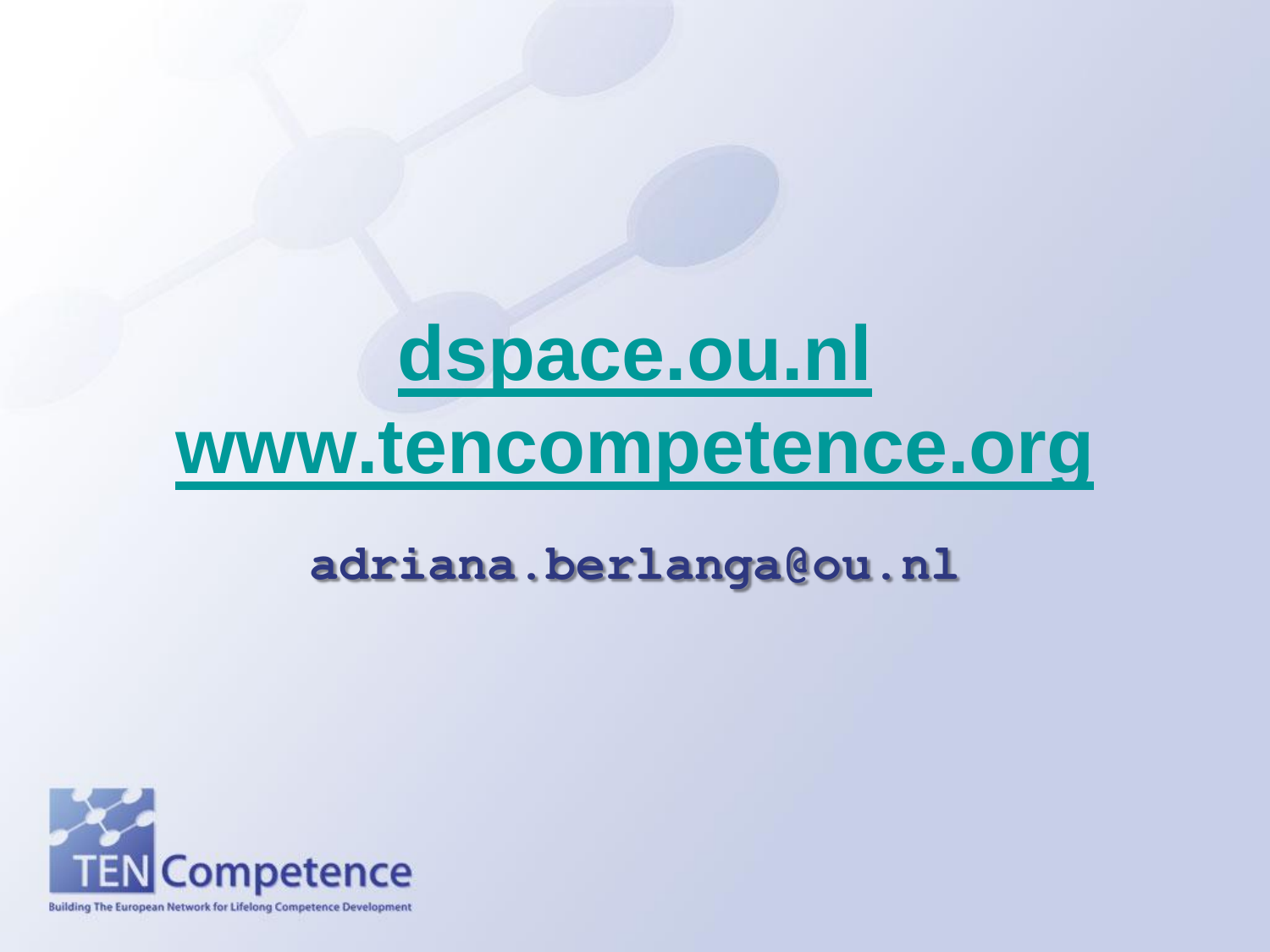[dspace.ou.nl](http://dspace.ou.nl)

[www.tencompetence.org](http://www.tencompetence.org)

adriana.berlanga@ou.nl

TEN Competence

Building The European Network for Lifelong Competence Development